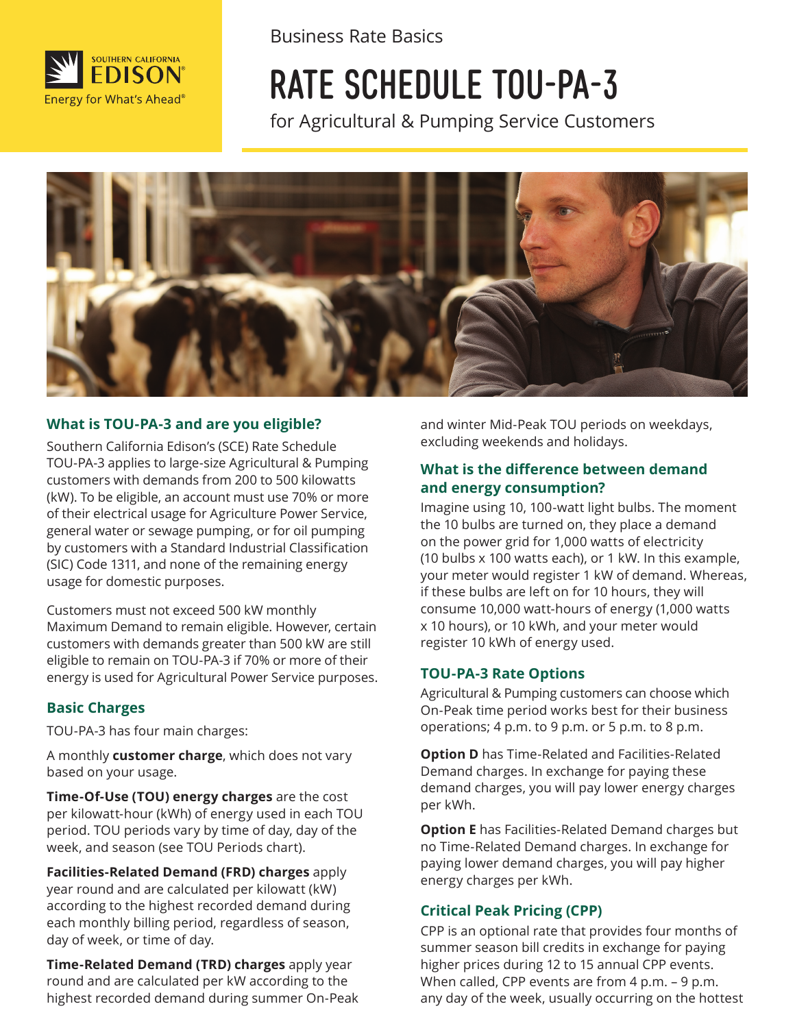Business Rate Basics

# RATE SCHEDULE TOU-PA-3

for Agricultural & Pumping Service Customers

## What is TOU-PA-3 and are you eligible?

Southern California Edison's (SCE) Rate Schedule TOU-PA-3 applies to large-size Agricultural & Pumping customers with demands from 200 to 500 kilowatts (kW). To be eligible, an account must use 70% or more of their electrical usage for Agriculture Power Service, general water or sewage pumping, or for oil pumping by customers with a Standard Industrial Classification (SIC) Code 1311, and none of the remaining energy usage for domestic purposes.

Customers must not exceed 500 kW monthly Maximum Demand to remain eligible. However, certain customers with demands greater than 500 kW are still eligible to remain on TOU-PA-3 if 70% or more of their energy is used for Agricultural Power Service purposes.

## Basic Charges

TOU-PA-3 has four main charges:

A monthly **customer charge**, which does not vary based on your usage.

**Time-Of-Use (TOU) energy charges** are the cost per kilowatt-hour (kWh) of energy used in each TOU period. TOU periods vary by time of day, day of the week, and season (see TOU Periods chart).

**Facilities-Related Demand (FRD) charges** apply year round and are calculated per kilowatt (kW) according to the highest recorded demand during each monthly billing period, regardless of season, day of week, or time of day.

**Time-Related Demand (TRD) charges** apply year round and are calculated per kW according to the highest recorded demand during summer On-Peak and winter Mid-Peak TOU periods on weekdays, excluding weekends and holidays.

## What is the difference between demand and energy consumption?

Imagine using 10, 100-watt light bulbs. The moment the 10 bulbs are turned on, they place a demand on the power grid for 1,000 watts of electricity (10 bulbs x 100 watts each), or 1 kW. In this example, your meter would register 1 kW of demand. Whereas, if these bulbs are left on for 10 hours, they will consume 10,000 watt-hours of energy (1,000 watts x 10 hours), or 10 kWh, and your meter would register 10 kWh of energy used.

## TOU-PA-3 Rate Options

Agricultural & Pumping customers can choose which On-Peak time period works best for their business operations; 4 p.m. to 9 p.m. or 5 p.m. to 8 p.m.

**Option D** has Time-Related and Facilities-Related Demand charges. In exchange for paying these demand charges, you will pay lower energy charges per kWh.

**Option E** has Facilities-Related Demand charges but no Time-Related Demand charges. In exchange for paying lower demand charges, you will pay higher energy charges per kWh.

## Critical Peak Pricing (CPP)

CPP is an optional rate that provides four months of summer season bill credits in exchange for paying higher prices during 12 to 15 annual CPP events. When called, CPP events are from 4 p.m. – 9 p.m. any day of the week, usually occurring on the hottest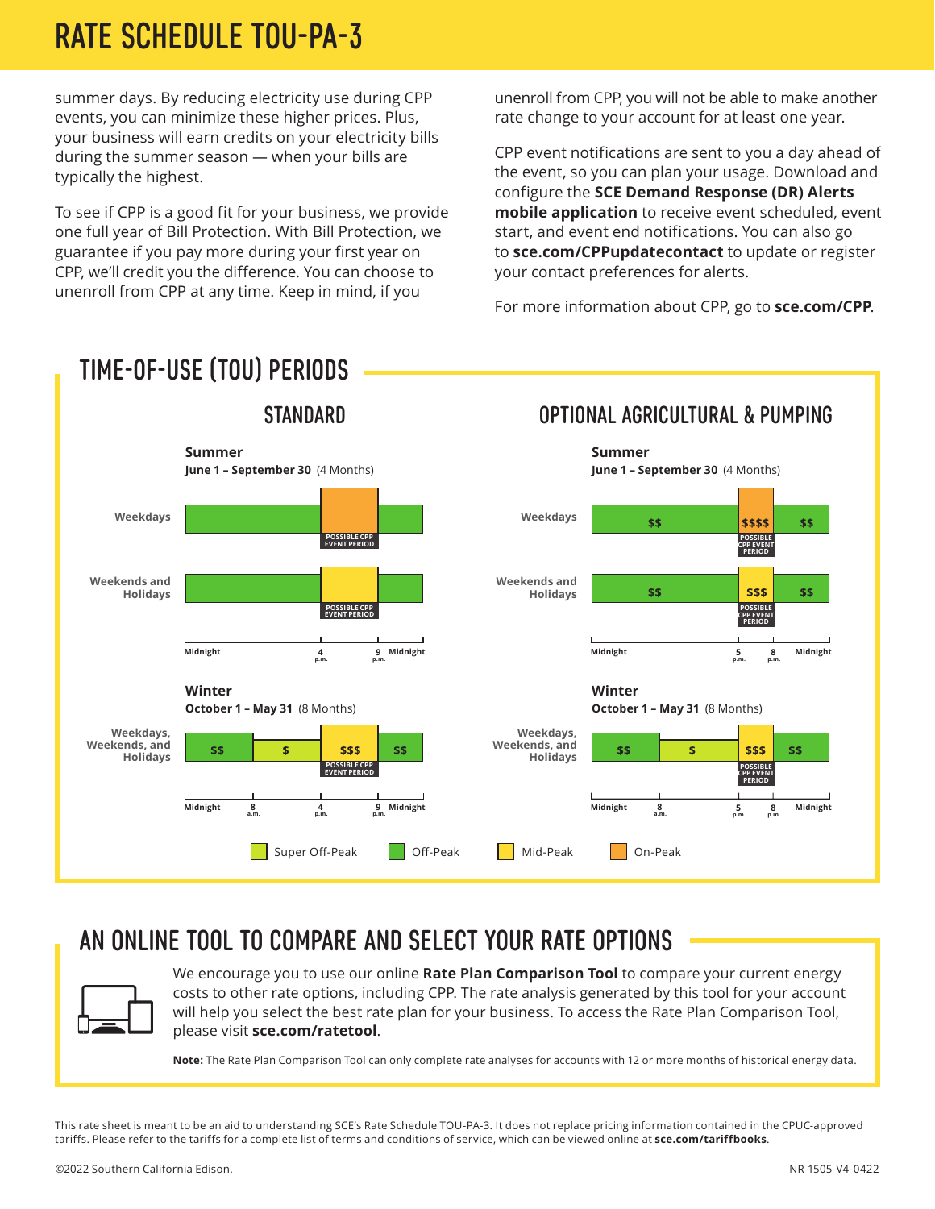# RATE SCHEDULE TOU-PA-3

summer days. By reducing electricity use during CPP events, you can minimize these higher prices. Plus, your business will earn credits on your electricity bills during the summer season — when your bills are typically the highest.

To see if CPP is a good fit for your business, we provide one full year of Bill Protection. With Bill Protection, we guarantee if you pay more during your first year on CPP, we'll credit you the difference. You can choose to unenroll from CPP at any time. Keep in mind, if you unenroll from CPP, you will not be able to make another rate change to your account for at least one year.

CPP event notifications are sent to you a day ahead of the event, so you can plan your usage. Download and configure the **SCE Demand Response (DR) Alerts mobile application** to receive event scheduled, event start, and event end notifications. You can also go to **sce.com/CPPupdatecontact** to update or register your contact preferences for alerts.

For more information about CPP, go to **sce.com/CPP**.

## TIME-OF-USE (TOU) PERIODS

### STANDARD

**Summer**
**June 1 – September 30** (4 Months)

Weekdays
POSSIBLE CPP EVENT PERIOD

Weekends and Holidays
POSSIBLE CPP EVENT PERIOD

Midnight 4 p.m. 9 p.m. Midnight

**Winter**
**October 1 – May 31** (8 Months)

Weekdays, Weekends, and Holidays
$$ $ $$$ $$
POSSIBLE CPP EVENT PERIOD

Midnight 8 a.m. 4 p.m. 9 p.m. Midnight

### OPTIONAL AGRICULTURAL & PUMPING

**Summer**
**June 1 – September 30** (4 Months)

Weekdays
$$ $$$$ $$
POSSIBLE CPP EVENT PERIOD

Weekends and Holidays
$$ $$$ $$
POSSIBLE CPP EVENT PERIOD

Midnight 5 p.m. 8 p.m. Midnight

**Winter**
**October 1 – May 31** (8 Months)

Weekdays, Weekends, and Holidays
$$ $ $$$ $$
POSSIBLE CPP EVENT PERIOD

Midnight 8 a.m. 5 p.m. 8 p.m. Midnight

Super Off-Peak Off-Peak Mid-Peak On-Peak

## AN ONLINE TOOL TO COMPARE AND SELECT YOUR RATE OPTIONS

We encourage you to use our online **Rate Plan Comparison Tool** to compare your current energy costs to other rate options, including CPP. The rate analysis generated by this tool for your account will help you select the best rate plan for your business. To access the Rate Plan Comparison Tool, please visit **sce.com/ratetool**.

**Note:** The Rate Plan Comparison Tool can only complete rate analyses for accounts with 12 or more months of historical energy data.

This rate sheet is meant to be an aid to understanding SCE's Rate Schedule TOU-PA-3. It does not replace pricing information contained in the CPUC-approved tariffs. Please refer to the tariffs for a complete list of terms and conditions of service, which can be viewed online at **sce.com/tariffbooks**.

©2022 Southern California Edison. NR-1505-V4-0422